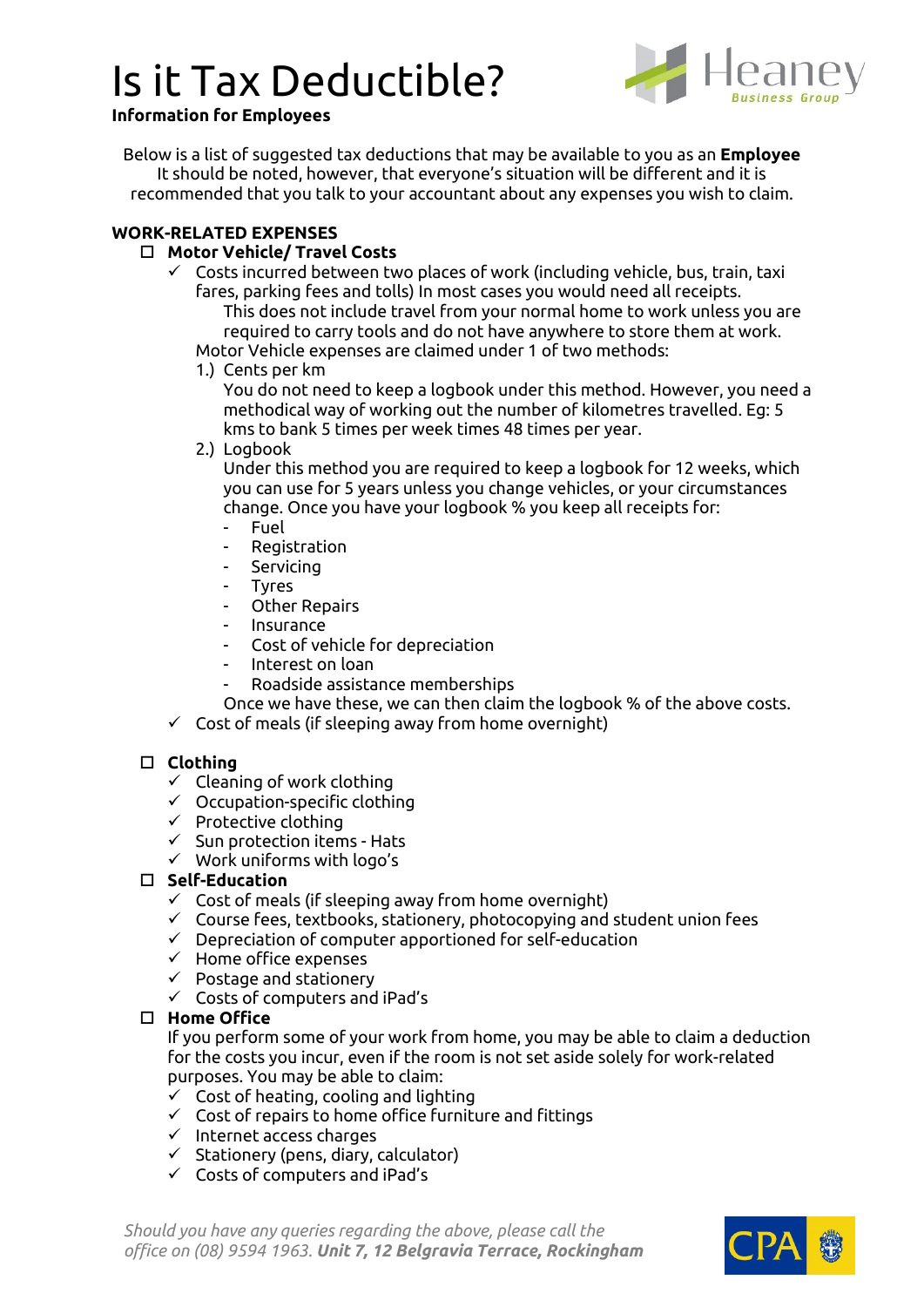# Is it Tax Deductible?

**Information for Employees**

Below is a list of suggested tax deductions that may be available to you as an **Employee** It should be noted, however, that everyone's situation will be different and it is recommended that you talk to your accountant about any expenses you wish to claim.

**WORK-RELATED EXPENSES**

- ☐ **Motor Vehicle/ Travel Costs**
  - ✓ Costs incurred between two places of work (including vehicle, bus, train, taxi fares, parking fees and tolls) In most cases you would need all receipts.
    This does not include travel from your normal home to work unless you are required to carry tools and do not have anywhere to store them at work.
    Motor Vehicle expenses are claimed under 1 of two methods:
    1.) Cents per km
    You do not need to keep a logbook under this method. However, you need a methodical way of working out the number of kilometres travelled. Eg: 5 kms to bank 5 times per week times 48 times per year.
    2.) Logbook
    Under this method you are required to keep a logbook for 12 weeks, which you can use for 5 years unless you change vehicles, or your circumstances change. Once you have your logbook % you keep all receipts for:
      - Fuel
      - Registration
      - Servicing
      - Tyres
      - Other Repairs
      - Insurance
      - Cost of vehicle for depreciation
      - Interest on loan
      - Roadside assistance memberships

    Once we have these, we can then claim the logbook % of the above costs.
  - ✓ Cost of meals (if sleeping away from home overnight)

- ☐ **Clothing**
  - ✓ Cleaning of work clothing
  - ✓ Occupation-specific clothing
  - ✓ Protective clothing
  - ✓ Sun protection items - Hats
  - ✓ Work uniforms with logo's
- ☐ **Self-Education**
  - ✓ Cost of meals (if sleeping away from home overnight)
  - ✓ Course fees, textbooks, stationery, photocopying and student union fees
  - ✓ Depreciation of computer apportioned for self-education
  - ✓ Home office expenses
  - ✓ Postage and stationery
  - ✓ Costs of computers and iPad's
- ☐ **Home Office**
  If you perform some of your work from home, you may be able to claim a deduction for the costs you incur, even if the room is not set aside solely for work-related purposes. You may be able to claim:
  - ✓ Cost of heating, cooling and lighting
  - ✓ Cost of repairs to home office furniture and fittings
  - ✓ Internet access charges
  - ✓ Stationery (pens, diary, calculator)
  - ✓ Costs of computers and iPad's

*Should you have any queries regarding the above, please call the office on (08) 9594 1963.* ***Unit 7, 12 Belgravia Terrace, Rockingham***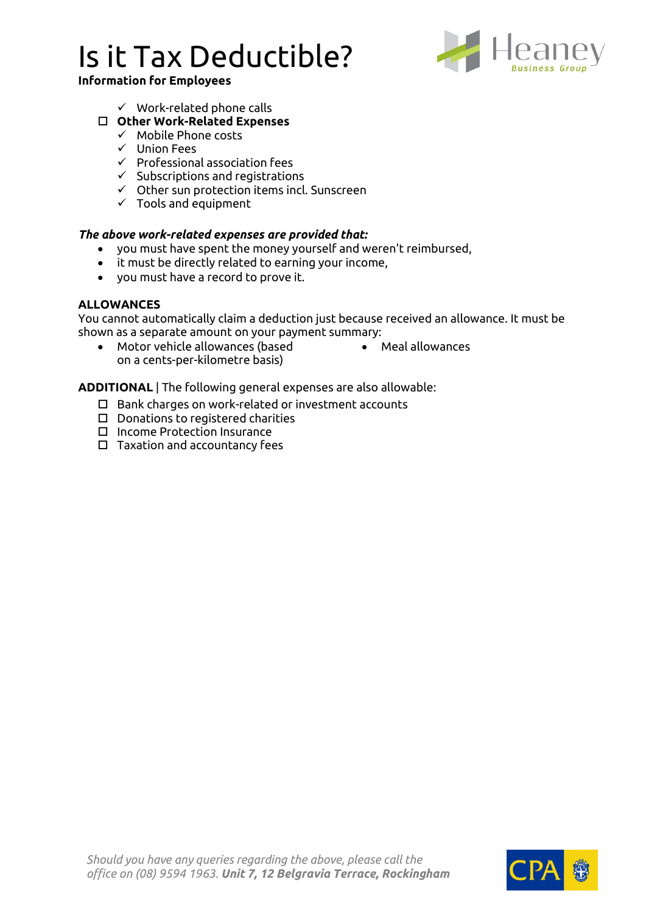# Is it Tax Deductible?

**Information for Employees**

- ✓ Work-related phone calls
- ☐ **Other Work-Related Expenses**
  - ✓ Mobile Phone costs
  - ✓ Union Fees
  - ✓ Professional association fees
  - ✓ Subscriptions and registrations
  - ✓ Other sun protection items incl. Sunscreen
  - ✓ Tools and equipment

***The above work-related expenses are provided that:***

- you must have spent the money yourself and weren't reimbursed,
- it must be directly related to earning your income,
- you must have a record to prove it.

**ALLOWANCES**

You cannot automatically claim a deduction just because received an allowance. It must be shown as a separate amount on your payment summary:

- Motor vehicle allowances (based on a cents-per-kilometre basis)
- Meal allowances

**ADDITIONAL** | The following general expenses are also allowable:

- ☐ Bank charges on work-related or investment accounts
- ☐ Donations to registered charities
- ☐ Income Protection Insurance
- ☐ Taxation and accountancy fees

*Should you have any queries regarding the above, please call the office on (08) 9594 1963.* ***Unit 7, 12 Belgravia Terrace, Rockingham***